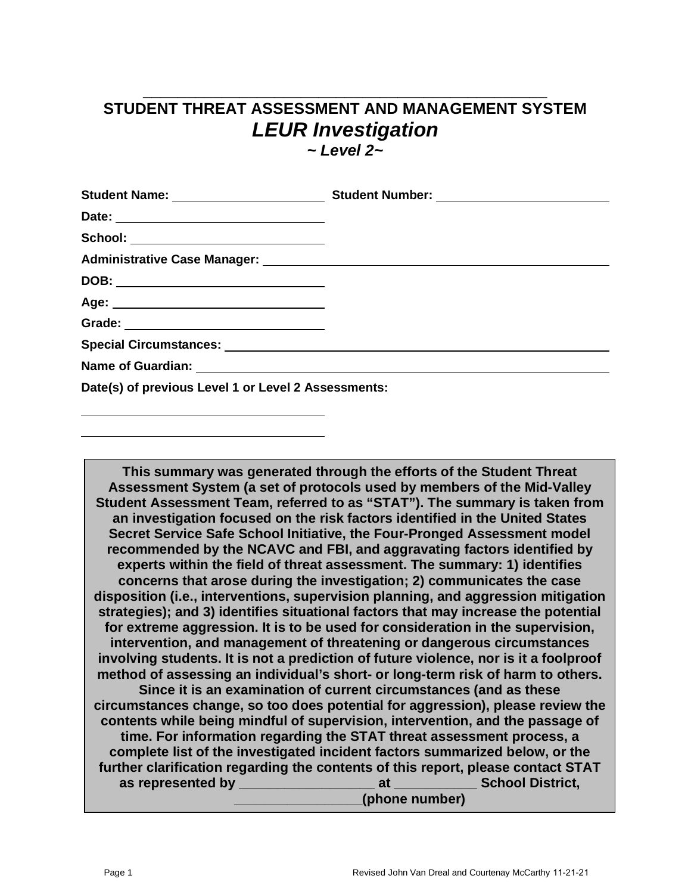# STUDENT THREAT ASSESSMENT AND MANAGEMENT SYSTEM

## *LEUR Investigation*

### *~ Level 2~*

**Student Name:** ______________________ **Student Number:** ________________________

**Date:** ____________________________

**School:** ____________________________

**Administrative Case Manager:** ______________________________________________

**DOB:** ____________________________

**Age:** ____________________________

**Grade:** ____________________________

**Special Circumstances:** ______________________________________________

**Name of Guardian:** ______________________________________________

**Date(s) of previous Level 1 or Level 2 Assessments:**

____________________________

____________________________

**This summary was generated through the efforts of the Student Threat Assessment System (a set of protocols used by members of the Mid-Valley Student Assessment Team, referred to as "STAT"). The summary is taken from an investigation focused on the risk factors identified in the United States Secret Service Safe School Initiative, the Four-Pronged Assessment model recommended by the NCAVC and FBI, and aggravating factors identified by experts within the field of threat assessment. The summary: 1) identifies concerns that arose during the investigation; 2) communicates the case disposition (i.e., interventions, supervision planning, and aggression mitigation strategies); and 3) identifies situational factors that may increase the potential for extreme aggression. It is to be used for consideration in the supervision, intervention, and management of threatening or dangerous circumstances involving students. It is not a prediction of future violence, nor is it a foolproof method of assessing an individual's short- or long-term risk of harm to others. Since it is an examination of current circumstances (and as these circumstances change, so too does potential for aggression), please review the contents while being mindful of supervision, intervention, and the passage of time. For information regarding the STAT threat assessment process, a complete list of the investigated incident factors summarized below, or the further clarification regarding the contents of this report, please contact STAT as represented by _________________ at __________ School District, ________________(phone number)**

Revised John Van Dreal and Courtenay McCarthy 11-21-21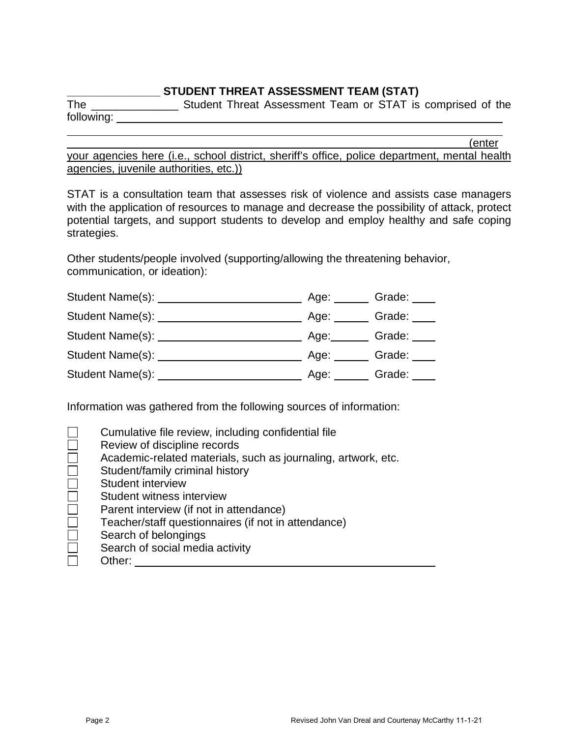## _______________ STUDENT THREAT ASSESSMENT TEAM (STAT)

The ______________ Student Threat Assessment Team or STAT is comprised of the following: ______________________________________________________________

______________________________________________________________________________

______________________________________________________________________(enter your agencies here (i.e., school district, sheriff's office, police department, mental health agencies, juvenile authorities, etc.))

STAT is a consultation team that assesses risk of violence and assists case managers with the application of resources to manage and decrease the possibility of attack, protect potential targets, and support students to develop and employ healthy and safe coping strategies.

Other students/people involved (supporting/allowing the threatening behavior, communication, or ideation):

Student Name(s): ________________________ Age: ______ Grade: ____

Student Name(s): ________________________ Age: ______ Grade: ____

Student Name(s): ________________________ Age: ______ Grade: ____

Student Name(s): ________________________ Age: ______ Grade: ____

Student Name(s): ________________________ Age: ______ Grade: ____

Information was gathered from the following sources of information:

- ☐ Cumulative file review, including confidential file
- ☐ Review of discipline records
- ☐ Academic-related materials, such as journaling, artwork, etc.
- ☐ Student/family criminal history
- ☐ Student interview
- ☐ Student witness interview
- ☐ Parent interview (if not in attendance)
- ☐ Teacher/staff questionnaires (if not in attendance)
- ☐ Search of belongings
- ☐ Search of social media activity
- ☐ Other: ____________________________________________

Revised John Van Dreal and Courtenay McCarthy 11-1-21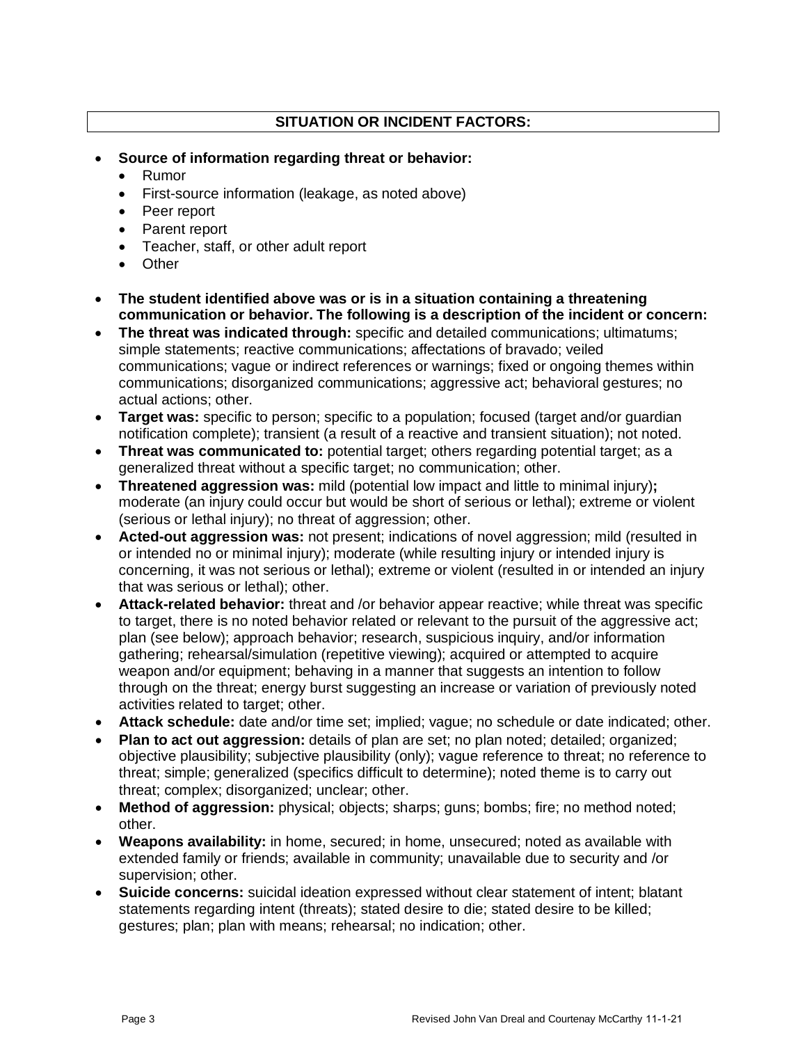## SITUATION OR INCIDENT FACTORS:

- **Source of information regarding threat or behavior:**
  - Rumor
  - First-source information (leakage, as noted above)
  - Peer report
  - Parent report
  - Teacher, staff, or other adult report
  - Other

- **The student identified above was or is in a situation containing a threatening communication or behavior. The following is a description of the incident or concern:**
- **The threat was indicated through:** specific and detailed communications; ultimatums; simple statements; reactive communications; affectations of bravado; veiled communications; vague or indirect references or warnings; fixed or ongoing themes within communications; disorganized communications; aggressive act; behavioral gestures; no actual actions; other.
- **Target was:** specific to person; specific to a population; focused (target and/or guardian notification complete); transient (a result of a reactive and transient situation); not noted.
- **Threat was communicated to:** potential target; others regarding potential target; as a generalized threat without a specific target; no communication; other.
- **Threatened aggression was:** mild (potential low impact and little to minimal injury)**;** moderate (an injury could occur but would be short of serious or lethal); extreme or violent (serious or lethal injury); no threat of aggression; other.
- **Acted-out aggression was:** not present; indications of novel aggression; mild (resulted in or intended no or minimal injury); moderate (while resulting injury or intended injury is concerning, it was not serious or lethal); extreme or violent (resulted in or intended an injury that was serious or lethal); other.
- **Attack-related behavior:** threat and /or behavior appear reactive; while threat was specific to target, there is no noted behavior related or relevant to the pursuit of the aggressive act; plan (see below); approach behavior; research, suspicious inquiry, and/or information gathering; rehearsal/simulation (repetitive viewing); acquired or attempted to acquire weapon and/or equipment; behaving in a manner that suggests an intention to follow through on the threat; energy burst suggesting an increase or variation of previously noted activities related to target; other.
- **Attack schedule:** date and/or time set; implied; vague; no schedule or date indicated; other.
- **Plan to act out aggression:** details of plan are set; no plan noted; detailed; organized; objective plausibility; subjective plausibility (only); vague reference to threat; no reference to threat; simple; generalized (specifics difficult to determine); noted theme is to carry out threat; complex; disorganized; unclear; other.
- **Method of aggression:** physical; objects; sharps; guns; bombs; fire; no method noted; other.
- **Weapons availability:** in home, secured; in home, unsecured; noted as available with extended family or friends; available in community; unavailable due to security and /or supervision; other.
- **Suicide concerns:** suicidal ideation expressed without clear statement of intent; blatant statements regarding intent (threats); stated desire to die; stated desire to be killed; gestures; plan; plan with means; rehearsal; no indication; other.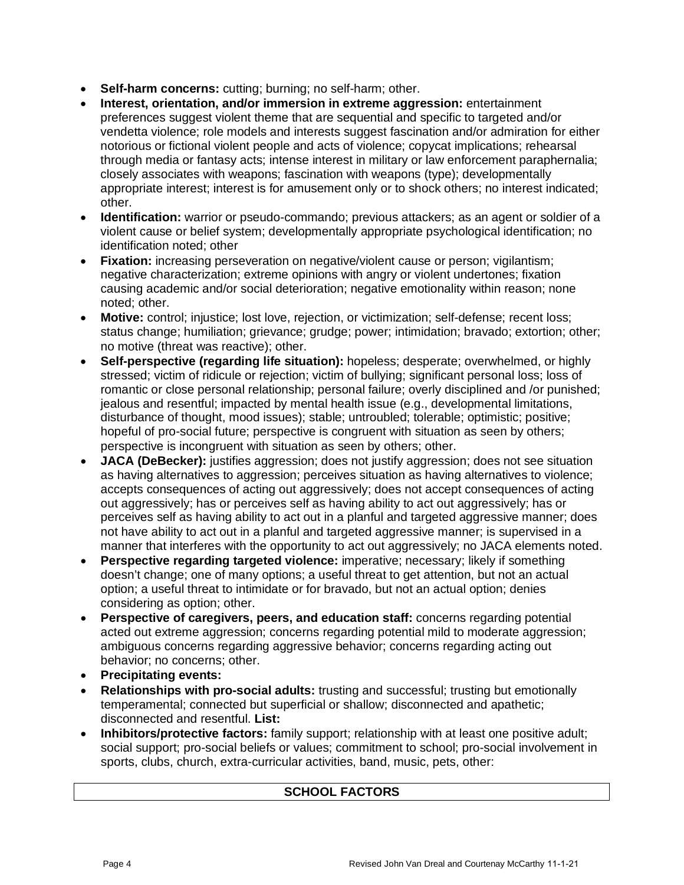- **Self-harm concerns:** cutting; burning; no self-harm; other.
- **Interest, orientation, and/or immersion in extreme aggression:** entertainment preferences suggest violent theme that are sequential and specific to targeted and/or vendetta violence; role models and interests suggest fascination and/or admiration for either notorious or fictional violent people and acts of violence; copycat implications; rehearsal through media or fantasy acts; intense interest in military or law enforcement paraphernalia; closely associates with weapons; fascination with weapons (type); developmentally appropriate interest; interest is for amusement only or to shock others; no interest indicated; other.
- **Identification:** warrior or pseudo-commando; previous attackers; as an agent or soldier of a violent cause or belief system; developmentally appropriate psychological identification; no identification noted; other
- **Fixation:** increasing perseveration on negative/violent cause or person; vigilantism; negative characterization; extreme opinions with angry or violent undertones; fixation causing academic and/or social deterioration; negative emotionality within reason; none noted; other.
- **Motive:** control; injustice; lost love, rejection, or victimization; self-defense; recent loss; status change; humiliation; grievance; grudge; power; intimidation; bravado; extortion; other; no motive (threat was reactive); other.
- **Self-perspective (regarding life situation):** hopeless; desperate; overwhelmed, or highly stressed; victim of ridicule or rejection; victim of bullying; significant personal loss; loss of romantic or close personal relationship; personal failure; overly disciplined and /or punished; jealous and resentful; impacted by mental health issue (e.g., developmental limitations, disturbance of thought, mood issues); stable; untroubled; tolerable; optimistic; positive; hopeful of pro-social future; perspective is congruent with situation as seen by others; perspective is incongruent with situation as seen by others; other.
- **JACA (DeBecker):** justifies aggression; does not justify aggression; does not see situation as having alternatives to aggression; perceives situation as having alternatives to violence; accepts consequences of acting out aggressively; does not accept consequences of acting out aggressively; has or perceives self as having ability to act out aggressively; has or perceives self as having ability to act out in a planful and targeted aggressive manner; does not have ability to act out in a planful and targeted aggressive manner; is supervised in a manner that interferes with the opportunity to act out aggressively; no JACA elements noted.
- **Perspective regarding targeted violence:** imperative; necessary; likely if something doesn't change; one of many options; a useful threat to get attention, but not an actual option; a useful threat to intimidate or for bravado, but not an actual option; denies considering as option; other.
- **Perspective of caregivers, peers, and education staff:** concerns regarding potential acted out extreme aggression; concerns regarding potential mild to moderate aggression; ambiguous concerns regarding aggressive behavior; concerns regarding acting out behavior; no concerns; other.
- **Precipitating events:**
- **Relationships with pro-social adults:** trusting and successful; trusting but emotionally temperamental; connected but superficial or shallow; disconnected and apathetic; disconnected and resentful. **List:**
- **Inhibitors/protective factors:** family support; relationship with at least one positive adult; social support; pro-social beliefs or values; commitment to school; pro-social involvement in sports, clubs, church, extra-curricular activities, band, music, pets, other:

| SCHOOL FACTORS |
|---|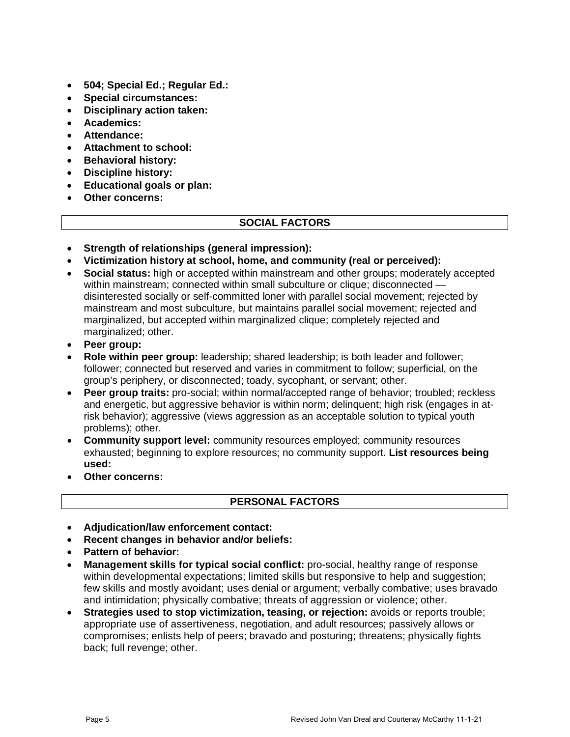- **504; Special Ed.; Regular Ed.:**
- **Special circumstances:**
- **Disciplinary action taken:**
- **Academics:**
- **Attendance:**
- **Attachment to school:**
- **Behavioral history:**
- **Discipline history:**
- **Educational goals or plan:**
- **Other concerns:**

## SOCIAL FACTORS

- **Strength of relationships (general impression):**
- **Victimization history at school, home, and community (real or perceived):**
- **Social status:** high or accepted within mainstream and other groups; moderately accepted within mainstream; connected within small subculture or clique; disconnected — disinterested socially or self-committed loner with parallel social movement; rejected by mainstream and most subculture, but maintains parallel social movement; rejected and marginalized, but accepted within marginalized clique; completely rejected and marginalized; other.
- **Peer group:**
- **Role within peer group:** leadership; shared leadership; is both leader and follower; follower; connected but reserved and varies in commitment to follow; superficial, on the group's periphery, or disconnected; toady, sycophant, or servant; other.
- **Peer group traits:** pro-social; within normal/accepted range of behavior; troubled; reckless and energetic, but aggressive behavior is within norm; delinquent; high risk (engages in at-risk behavior); aggressive (views aggression as an acceptable solution to typical youth problems); other.
- **Community support level:** community resources employed; community resources exhausted; beginning to explore resources; no community support. **List resources being used:**
- **Other concerns:**

## PERSONAL FACTORS

- **Adjudication/law enforcement contact:**
- **Recent changes in behavior and/or beliefs:**
- **Pattern of behavior:**
- **Management skills for typical social conflict:** pro-social, healthy range of response within developmental expectations; limited skills but responsive to help and suggestion; few skills and mostly avoidant; uses denial or argument; verbally combative; uses bravado and intimidation; physically combative; threats of aggression or violence; other.
- **Strategies used to stop victimization, teasing, or rejection:** avoids or reports trouble; appropriate use of assertiveness, negotiation, and adult resources; passively allows or compromises; enlists help of peers; bravado and posturing; threatens; physically fights back; full revenge; other.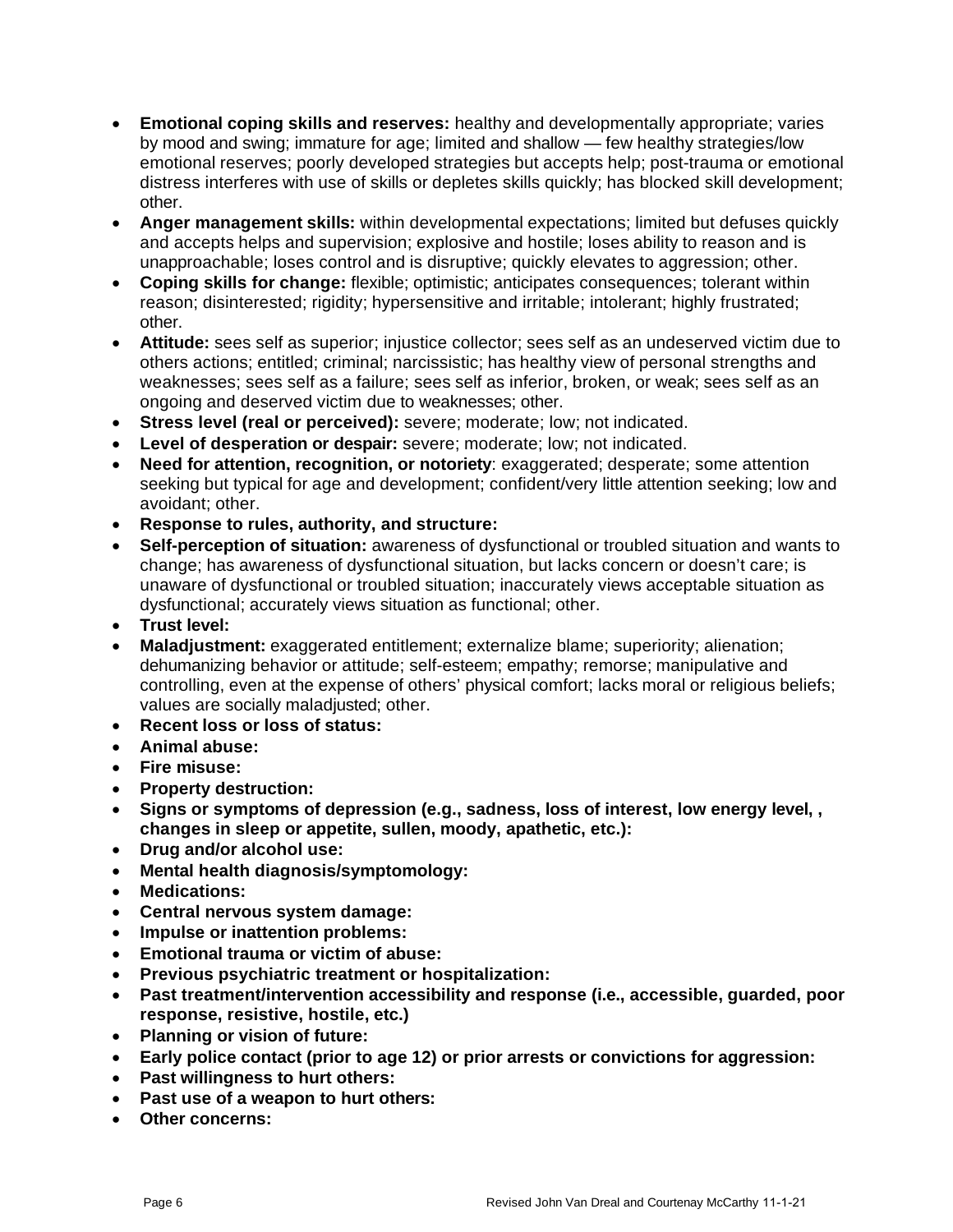- **Emotional coping skills and reserves:** healthy and developmentally appropriate; varies by mood and swing; immature for age; limited and shallow — few healthy strategies/low emotional reserves; poorly developed strategies but accepts help; post-trauma or emotional distress interferes with use of skills or depletes skills quickly; has blocked skill development; other.
- **Anger management skills:** within developmental expectations; limited but defuses quickly and accepts helps and supervision; explosive and hostile; loses ability to reason and is unapproachable; loses control and is disruptive; quickly elevates to aggression; other.
- **Coping skills for change:** flexible; optimistic; anticipates consequences; tolerant within reason; disinterested; rigidity; hypersensitive and irritable; intolerant; highly frustrated; other.
- **Attitude:** sees self as superior; injustice collector; sees self as an undeserved victim due to others actions; entitled; criminal; narcissistic; has healthy view of personal strengths and weaknesses; sees self as a failure; sees self as inferior, broken, or weak; sees self as an ongoing and deserved victim due to weaknesses; other.
- **Stress level (real or perceived):** severe; moderate; low; not indicated.
- **Level of desperation or despair:** severe; moderate; low; not indicated.
- **Need for attention, recognition, or notoriety**: exaggerated; desperate; some attention seeking but typical for age and development; confident/very little attention seeking; low and avoidant; other.
- **Response to rules, authority, and structure:**
- **Self-perception of situation:** awareness of dysfunctional or troubled situation and wants to change; has awareness of dysfunctional situation, but lacks concern or doesn't care; is unaware of dysfunctional or troubled situation; inaccurately views acceptable situation as dysfunctional; accurately views situation as functional; other.
- **Trust level:**
- **Maladjustment:** exaggerated entitlement; externalize blame; superiority; alienation; dehumanizing behavior or attitude; self-esteem; empathy; remorse; manipulative and controlling, even at the expense of others' physical comfort; lacks moral or religious beliefs; values are socially maladjusted; other.
- **Recent loss or loss of status:**
- **Animal abuse:**
- **Fire misuse:**
- **Property destruction:**
- **Signs or symptoms of depression (e.g., sadness, loss of interest, low energy level, , changes in sleep or appetite, sullen, moody, apathetic, etc.):**
- **Drug and/or alcohol use:**
- **Mental health diagnosis/symptomology:**
- **Medications:**
- **Central nervous system damage:**
- **Impulse or inattention problems:**
- **Emotional trauma or victim of abuse:**
- **Previous psychiatric treatment or hospitalization:**
- **Past treatment/intervention accessibility and response (i.e., accessible, guarded, poor response, resistive, hostile, etc.)**
- **Planning or vision of future:**
- **Early police contact (prior to age 12) or prior arrests or convictions for aggression:**
- **Past willingness to hurt others:**
- **Past use of a weapon to hurt others:**
- **Other concerns:**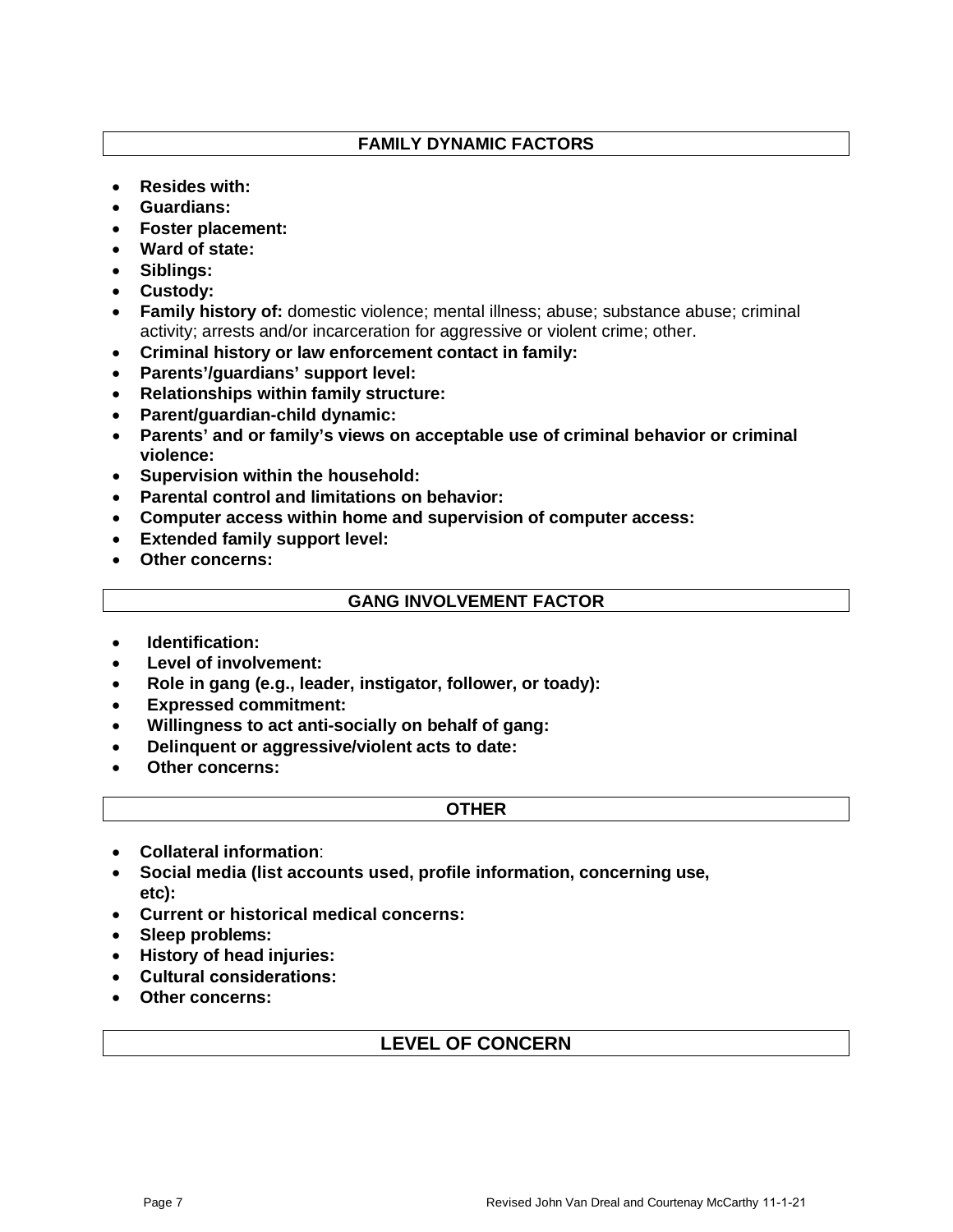## FAMILY DYNAMIC FACTORS

- **Resides with:**
- **Guardians:**
- **Foster placement:**
- **Ward of state:**
- **Siblings:**
- **Custody:**
- **Family history of:** domestic violence; mental illness; abuse; substance abuse; criminal activity; arrests and/or incarceration for aggressive or violent crime; other.
- **Criminal history or law enforcement contact in family:**
- **Parents'/guardians' support level:**
- **Relationships within family structure:**
- **Parent/guardian-child dynamic:**
- **Parents' and or family's views on acceptable use of criminal behavior or criminal violence:**
- **Supervision within the household:**
- **Parental control and limitations on behavior:**
- **Computer access within home and supervision of computer access:**
- **Extended family support level:**
- **Other concerns:**

## GANG INVOLVEMENT FACTOR

- **Identification:**
- **Level of involvement:**
- **Role in gang (e.g., leader, instigator, follower, or toady):**
- **Expressed commitment:**
- **Willingness to act anti-socially on behalf of gang:**
- **Delinquent or aggressive/violent acts to date:**
- **Other concerns:**

## OTHER

- **Collateral information**:
- **Social media (list accounts used, profile information, concerning use, etc):**
- **Current or historical medical concerns:**
- **Sleep problems:**
- **History of head injuries:**
- **Cultural considerations:**
- **Other concerns:**

## LEVEL OF CONCERN

Revised John Van Dreal and Courtenay McCarthy 11-1-21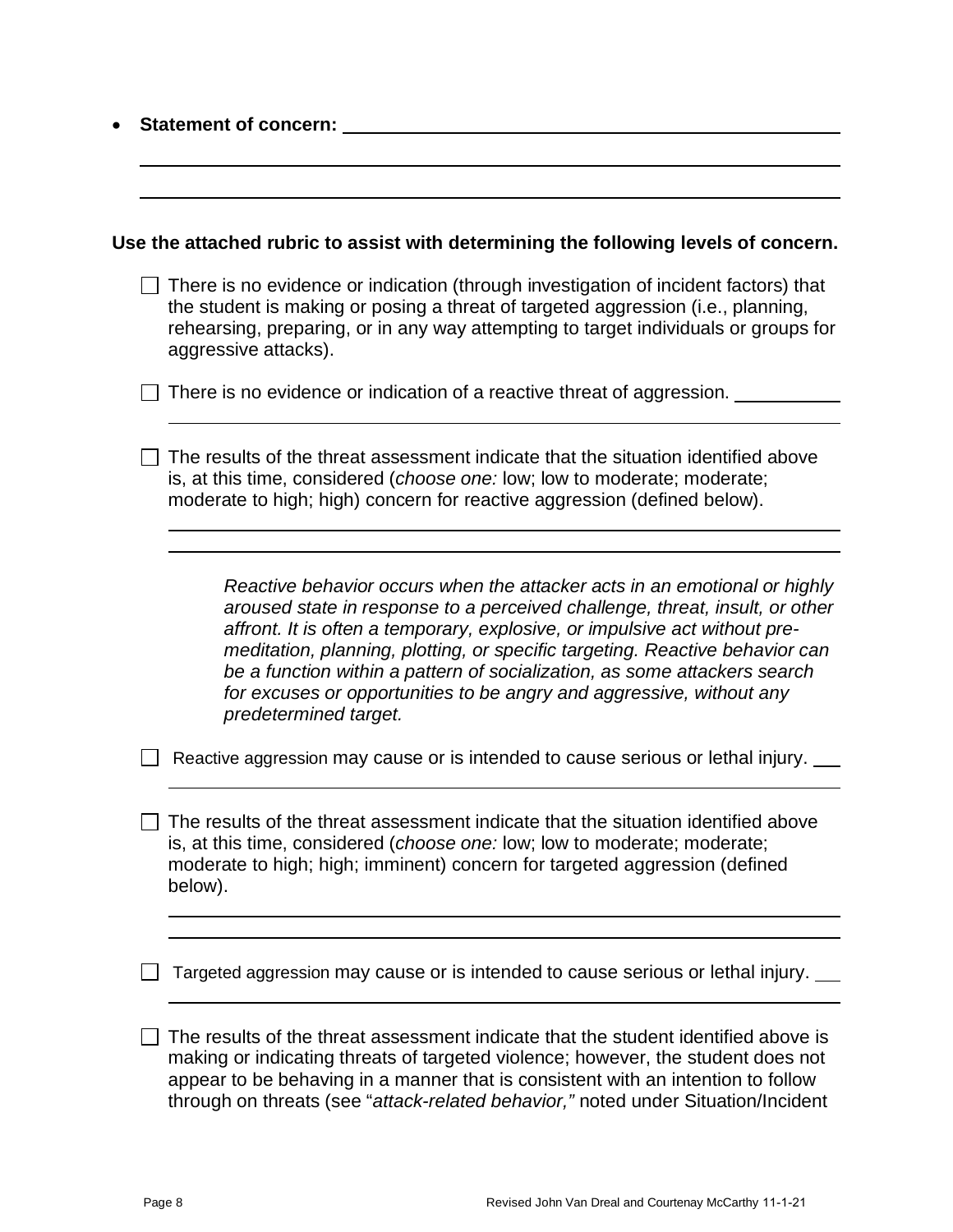- **Statement of concern:** ______________________________________________

______________________________________________________________

______________________________________________________________

**Use the attached rubric to assist with determining the following levels of concern.**

☐ There is no evidence or indication (through investigation of incident factors) that the student is making or posing a threat of targeted aggression (i.e., planning, rehearsing, preparing, or in any way attempting to target individuals or groups for aggressive attacks).

☐ There is no evidence or indication of a reactive threat of aggression. __________

______________________________________________________________

☐ The results of the threat assessment indicate that the situation identified above is, at this time, considered (*choose one:* low; low to moderate; moderate; moderate to high; high) concern for reactive aggression (defined below).

______________________________________________________________

______________________________________________________________

> *Reactive behavior occurs when the attacker acts in an emotional or highly aroused state in response to a perceived challenge, threat, insult, or other affront. It is often a temporary, explosive, or impulsive act without pre-meditation, planning, plotting, or specific targeting. Reactive behavior can be a function within a pattern of socialization, as some attackers search for excuses or opportunities to be angry and aggressive, without any predetermined target.*

☐ Reactive aggression may cause or is intended to cause serious or lethal injury. ___

______________________________________________________________

☐ The results of the threat assessment indicate that the situation identified above is, at this time, considered (*choose one:* low; low to moderate; moderate; moderate to high; high; imminent) concern for targeted aggression (defined below).

______________________________________________________________

______________________________________________________________

☐ Targeted aggression may cause or is intended to cause serious or lethal injury. ___

______________________________________________________________

☐ The results of the threat assessment indicate that the student identified above is making or indicating threats of targeted violence; however, the student does not appear to be behaving in a manner that is consistent with an intention to follow through on threats (see "*attack-related behavior,"* noted under Situation/Incident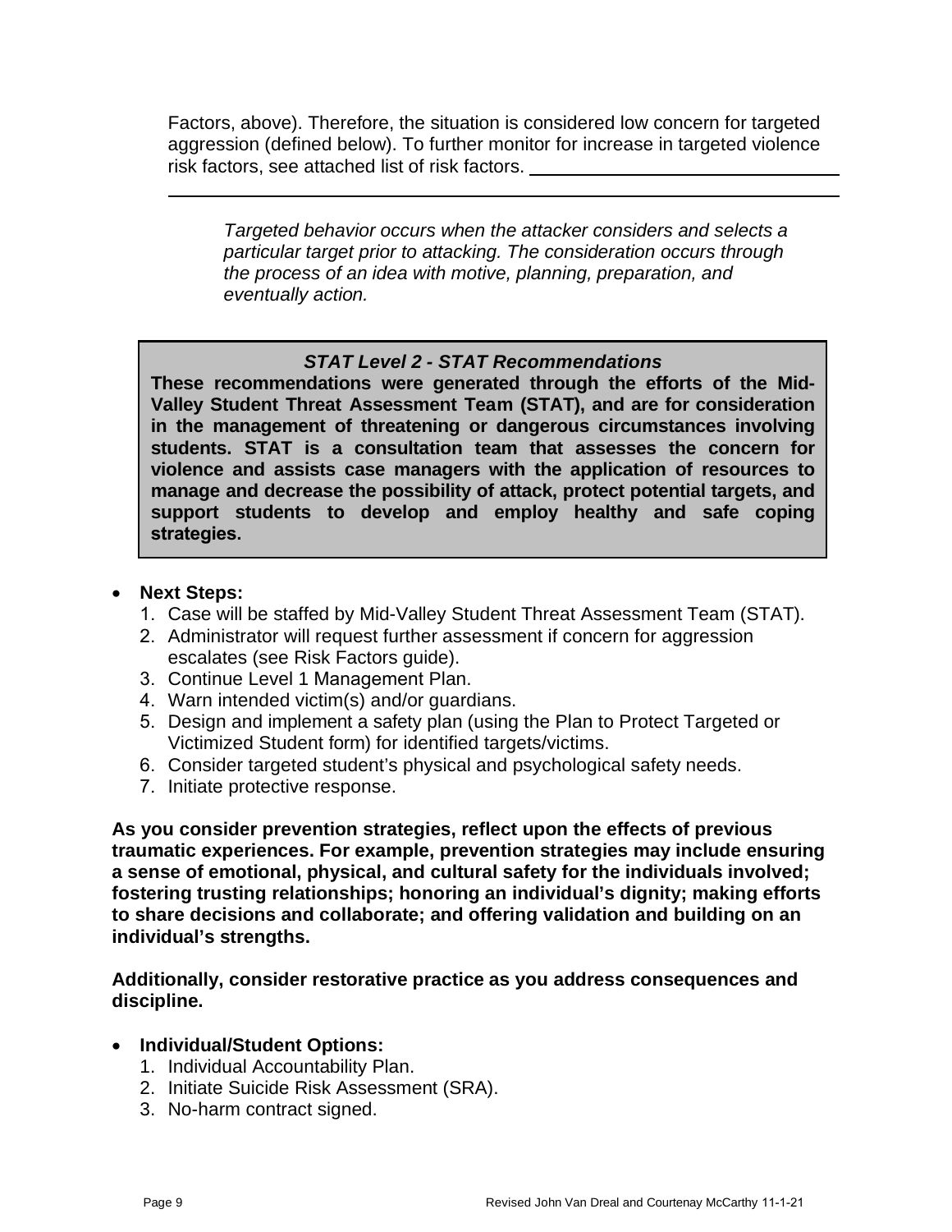Factors, above). Therefore, the situation is considered low concern for targeted aggression (defined below). To further monitor for increase in targeted violence risk factors, see attached list of risk factors. ______________________________

______________________________________________________________

*Targeted behavior occurs when the attacker considers and selects a particular target prior to attacking. The consideration occurs through the process of an idea with motive, planning, preparation, and eventually action.*

### *STAT Level 2 - STAT Recommendations*

**These recommendations were generated through the efforts of the Mid-Valley Student Threat Assessment Team (STAT), and are for consideration in the management of threatening or dangerous circumstances involving students. STAT is a consultation team that assesses the concern for violence and assists case managers with the application of resources to manage and decrease the possibility of attack, protect potential targets, and support students to develop and employ healthy and safe coping strategies.**

- **Next Steps:**
  1. Case will be staffed by Mid-Valley Student Threat Assessment Team (STAT).
  2. Administrator will request further assessment if concern for aggression escalates (see Risk Factors guide).
  3. Continue Level 1 Management Plan.
  4. Warn intended victim(s) and/or guardians.
  5. Design and implement a safety plan (using the Plan to Protect Targeted or Victimized Student form) for identified targets/victims.
  6. Consider targeted student's physical and psychological safety needs.
  7. Initiate protective response.

**As you consider prevention strategies, reflect upon the effects of previous traumatic experiences. For example, prevention strategies may include ensuring a sense of emotional, physical, and cultural safety for the individuals involved; fostering trusting relationships; honoring an individual's dignity; making efforts to share decisions and collaborate; and offering validation and building on an individual's strengths.**

**Additionally, consider restorative practice as you address consequences and discipline.**

- **Individual/Student Options:**
  1. Individual Accountability Plan.
  2. Initiate Suicide Risk Assessment (SRA).
  3. No-harm contract signed.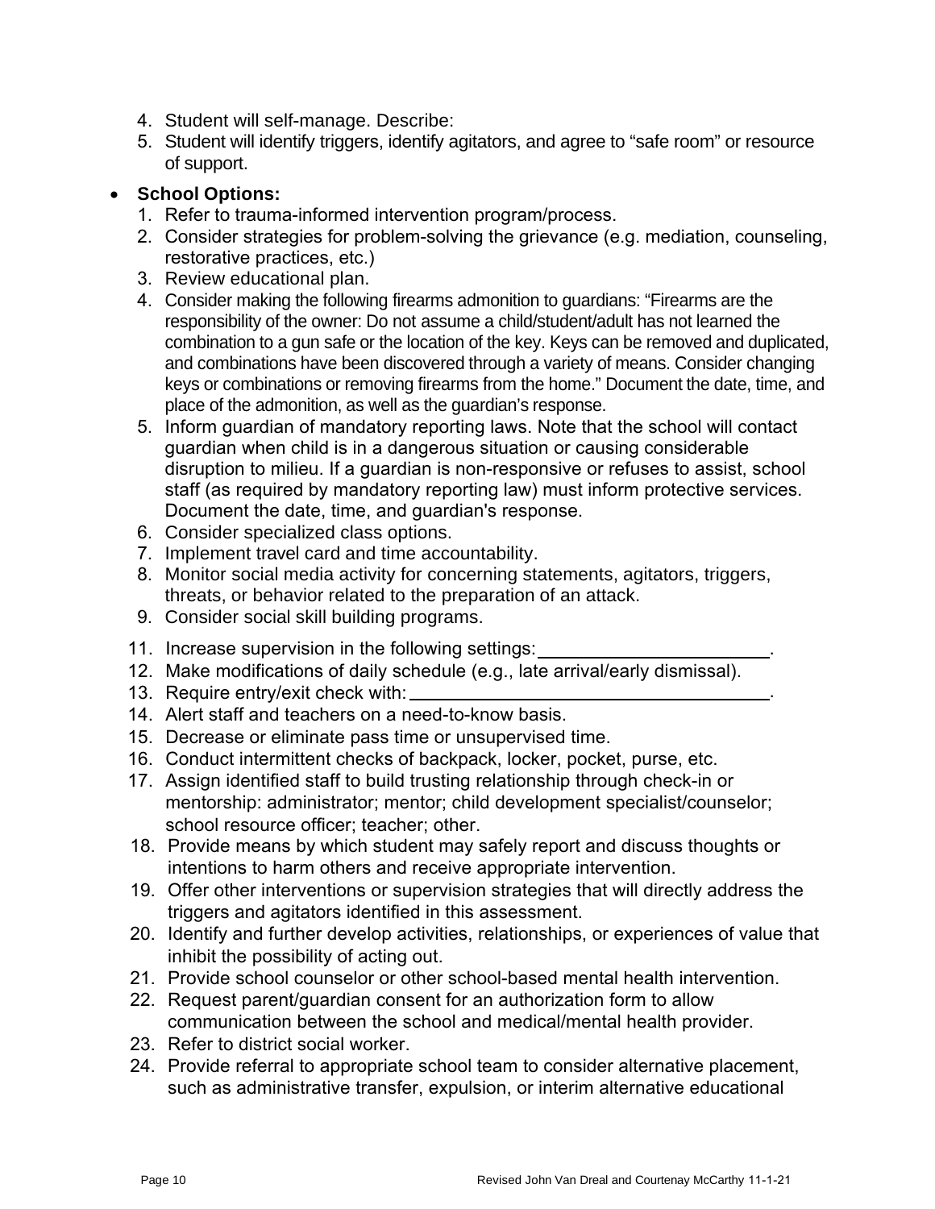4. Student will self-manage. Describe:
5. Student will identify triggers, identify agitators, and agree to “safe room” or resource of support.

- **School Options:**
  1. Refer to trauma-informed intervention program/process.
  2. Consider strategies for problem-solving the grievance (e.g. mediation, counseling, restorative practices, etc.)
  3. Review educational plan.
  4. Consider making the following firearms admonition to guardians: “Firearms are the responsibility of the owner: Do not assume a child/student/adult has not learned the combination to a gun safe or the location of the key. Keys can be removed and duplicated, and combinations have been discovered through a variety of means. Consider changing keys or combinations or removing firearms from the home.” Document the date, time, and place of the admonition, as well as the guardian’s response.
  5. Inform guardian of mandatory reporting laws. Note that the school will contact guardian when child is in a dangerous situation or causing considerable disruption to milieu. If a guardian is non-responsive or refuses to assist, school staff (as required by mandatory reporting law) must inform protective services. Document the date, time, and guardian's response.
  6. Consider specialized class options.
  7. Implement travel card and time accountability.
  8. Monitor social media activity for concerning statements, agitators, triggers, threats, or behavior related to the preparation of an attack.
  9. Consider social skill building programs.
  11. Increase supervision in the following settings: ______________________.
  12. Make modifications of daily schedule (e.g., late arrival/early dismissal).
  13. Require entry/exit check with: ____________________________________.
  14. Alert staff and teachers on a need-to-know basis.
  15. Decrease or eliminate pass time or unsupervised time.
  16. Conduct intermittent checks of backpack, locker, pocket, purse, etc.
  17. Assign identified staff to build trusting relationship through check-in or mentorship: administrator; mentor; child development specialist/counselor; school resource officer; teacher; other.
  18. Provide means by which student may safely report and discuss thoughts or intentions to harm others and receive appropriate intervention.
  19. Offer other interventions or supervision strategies that will directly address the triggers and agitators identified in this assessment.
  20. Identify and further develop activities, relationships, or experiences of value that inhibit the possibility of acting out.
  21. Provide school counselor or other school-based mental health intervention.
  22. Request parent/guardian consent for an authorization form to allow communication between the school and medical/mental health provider.
  23. Refer to district social worker.
  24. Provide referral to appropriate school team to consider alternative placement, such as administrative transfer, expulsion, or interim alternative educational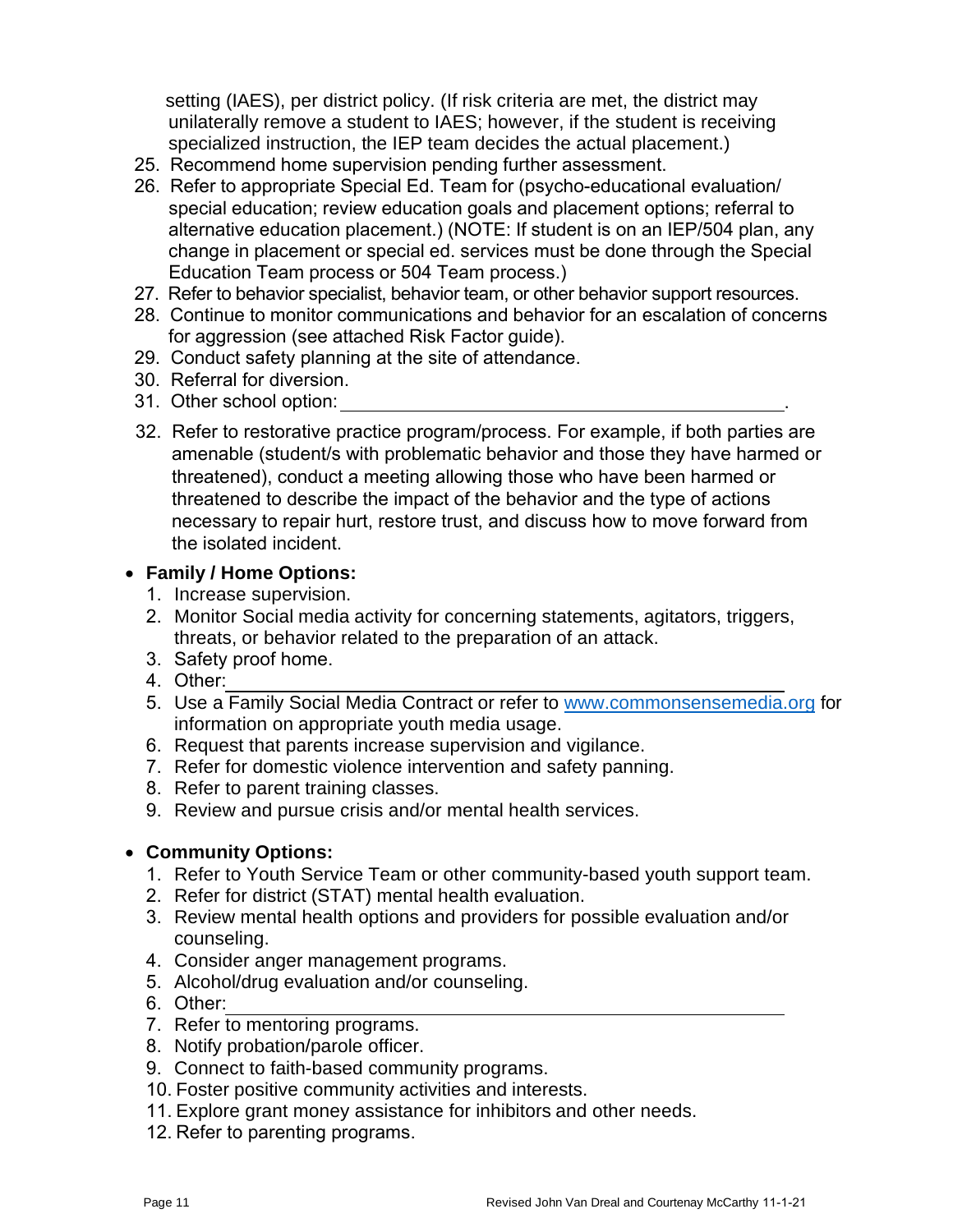setting (IAES), per district policy. (If risk criteria are met, the district may unilaterally remove a student to IAES; however, if the student is receiving specialized instruction, the IEP team decides the actual placement.)

25. Recommend home supervision pending further assessment.
26. Refer to appropriate Special Ed. Team for (psycho-educational evaluation/ special education; review education goals and placement options; referral to alternative education placement.) (NOTE: If student is on an IEP/504 plan, any change in placement or special ed. services must be done through the Special Education Team process or 504 Team process.)
27. Refer to behavior specialist, behavior team, or other behavior support resources.
28. Continue to monitor communications and behavior for an escalation of concerns for aggression (see attached Risk Factor guide).
29. Conduct safety planning at the site of attendance.
30. Referral for diversion.
31. Other school option: ____________________________________________.
32. Refer to restorative practice program/process. For example, if both parties are amenable (student/s with problematic behavior and those they have harmed or threatened), conduct a meeting allowing those who have been harmed or threatened to describe the impact of the behavior and the type of actions necessary to repair hurt, restore trust, and discuss how to move forward from the isolated incident.

- **Family / Home Options:**
  1. Increase supervision.
  2. Monitor Social media activity for concerning statements, agitators, triggers, threats, or behavior related to the preparation of an attack.
  3. Safety proof home.
  4. Other: ____________________________________________
  5. Use a Family Social Media Contract or refer to www.commonsensemedia.org for information on appropriate youth media usage.
  6. Request that parents increase supervision and vigilance.
  7. Refer for domestic violence intervention and safety panning.
  8. Refer to parent training classes.
  9. Review and pursue crisis and/or mental health services.

- **Community Options:**
  1. Refer to Youth Service Team or other community-based youth support team.
  2. Refer for district (STAT) mental health evaluation.
  3. Review mental health options and providers for possible evaluation and/or counseling.
  4. Consider anger management programs.
  5. Alcohol/drug evaluation and/or counseling.
  6. Other: ____________________________________________
  7. Refer to mentoring programs.
  8. Notify probation/parole officer.
  9. Connect to faith-based community programs.
  10. Foster positive community activities and interests.
  11. Explore grant money assistance for inhibitors and other needs.
  12. Refer to parenting programs.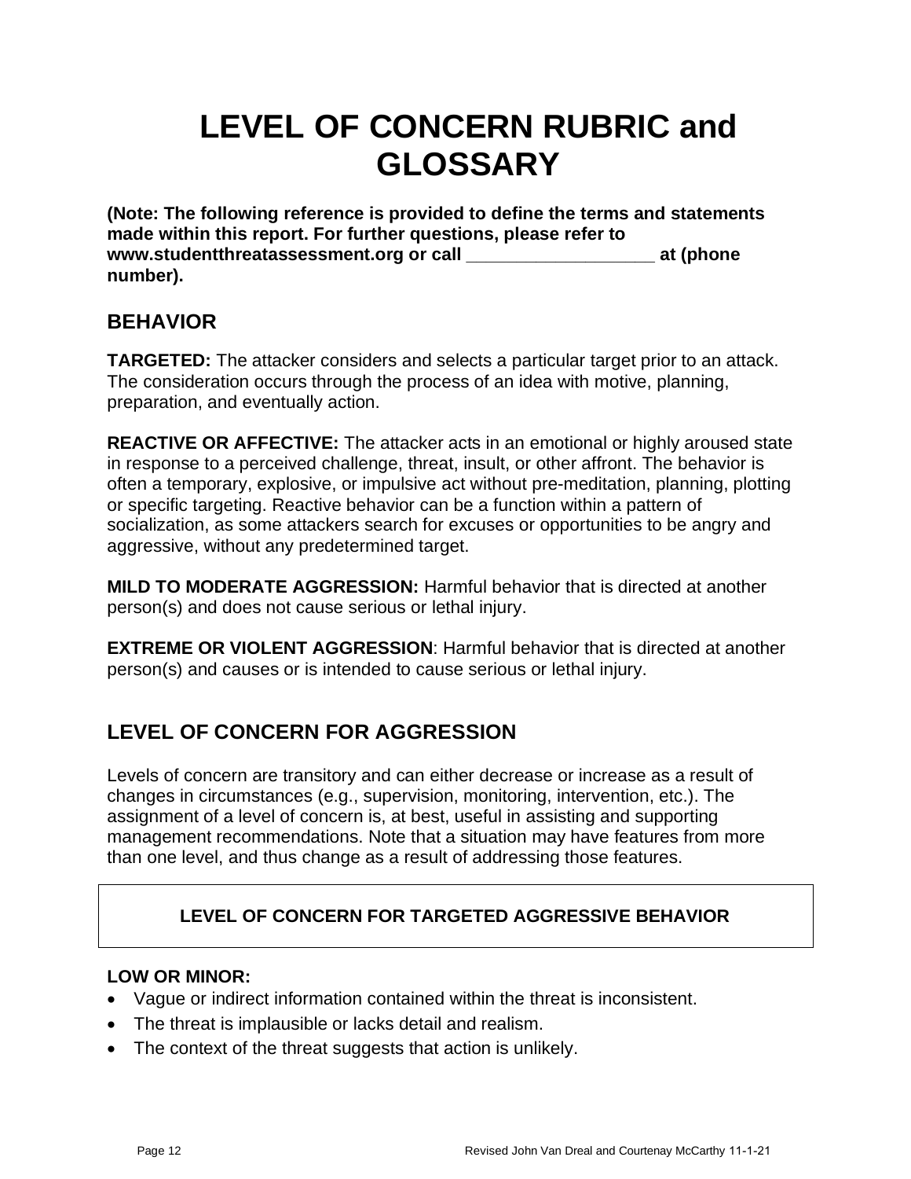# LEVEL OF CONCERN RUBRIC and GLOSSARY

**(Note: The following reference is provided to define the terms and statements made within this report. For further questions, please refer to www.studentthreatassessment.org or call ___________________ at (phone number).**

## BEHAVIOR

**TARGETED:** The attacker considers and selects a particular target prior to an attack. The consideration occurs through the process of an idea with motive, planning, preparation, and eventually action.

**REACTIVE OR AFFECTIVE:** The attacker acts in an emotional or highly aroused state in response to a perceived challenge, threat, insult, or other affront. The behavior is often a temporary, explosive, or impulsive act without pre-meditation, planning, plotting or specific targeting. Reactive behavior can be a function within a pattern of socialization, as some attackers search for excuses or opportunities to be angry and aggressive, without any predetermined target.

**MILD TO MODERATE AGGRESSION:** Harmful behavior that is directed at another person(s) and does not cause serious or lethal injury.

**EXTREME OR VIOLENT AGGRESSION**: Harmful behavior that is directed at another person(s) and causes or is intended to cause serious or lethal injury.

## LEVEL OF CONCERN FOR AGGRESSION

Levels of concern are transitory and can either decrease or increase as a result of changes in circumstances (e.g., supervision, monitoring, intervention, etc.). The assignment of a level of concern is, at best, useful in assisting and supporting management recommendations. Note that a situation may have features from more than one level, and thus change as a result of addressing those features.

### LEVEL OF CONCERN FOR TARGETED AGGRESSIVE BEHAVIOR

**LOW OR MINOR:**

- Vague or indirect information contained within the threat is inconsistent.
- The threat is implausible or lacks detail and realism.
- The context of the threat suggests that action is unlikely.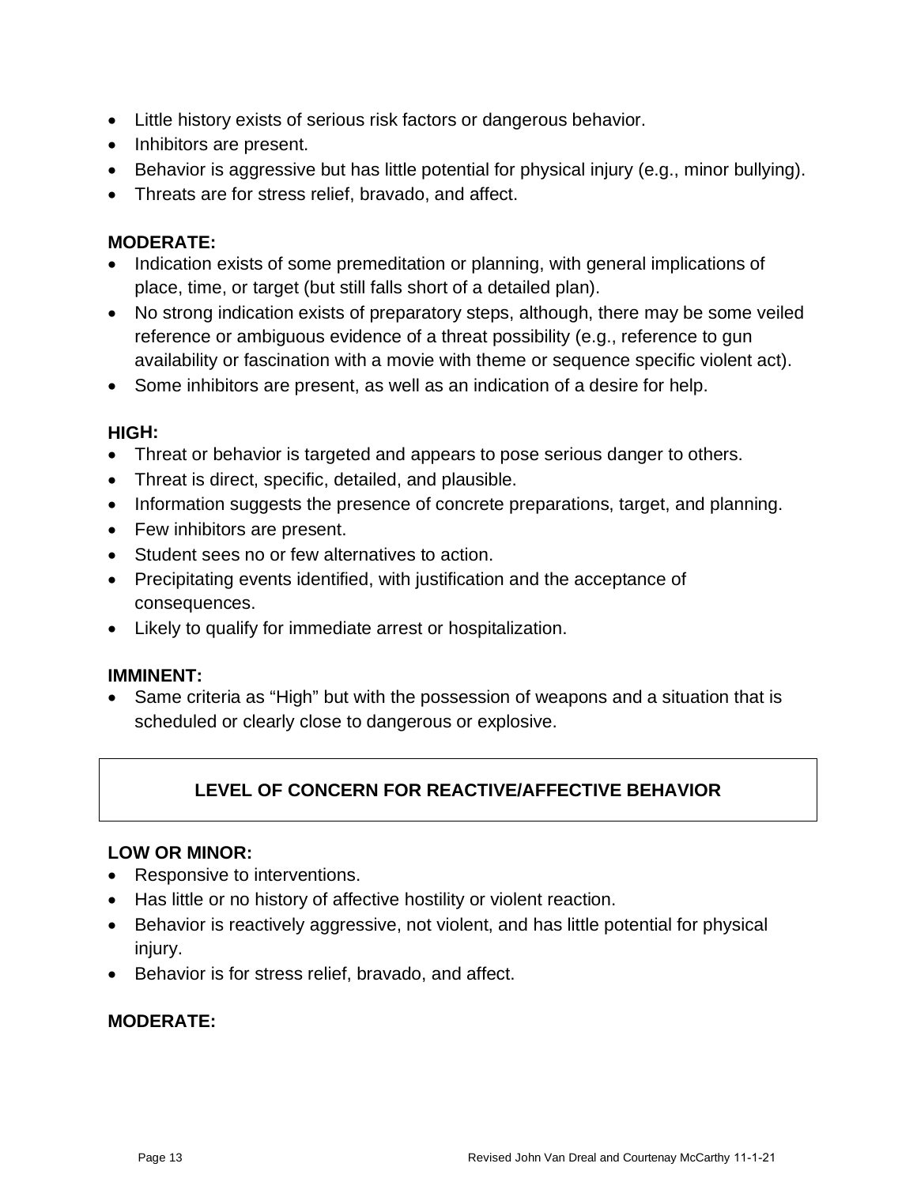- Little history exists of serious risk factors or dangerous behavior.
- Inhibitors are present.
- Behavior is aggressive but has little potential for physical injury (e.g., minor bullying).
- Threats are for stress relief, bravado, and affect.

**MODERATE:**

- Indication exists of some premeditation or planning, with general implications of place, time, or target (but still falls short of a detailed plan).
- No strong indication exists of preparatory steps, although, there may be some veiled reference or ambiguous evidence of a threat possibility (e.g., reference to gun availability or fascination with a movie with theme or sequence specific violent act).
- Some inhibitors are present, as well as an indication of a desire for help.

**HIGH:**

- Threat or behavior is targeted and appears to pose serious danger to others.
- Threat is direct, specific, detailed, and plausible.
- Information suggests the presence of concrete preparations, target, and planning.
- Few inhibitors are present.
- Student sees no or few alternatives to action.
- Precipitating events identified, with justification and the acceptance of consequences.
- Likely to qualify for immediate arrest or hospitalization.

**IMMINENT:**

- Same criteria as "High" but with the possession of weapons and a situation that is scheduled or clearly close to dangerous or explosive.

## LEVEL OF CONCERN FOR REACTIVE/AFFECTIVE BEHAVIOR

**LOW OR MINOR:**

- Responsive to interventions.
- Has little or no history of affective hostility or violent reaction.
- Behavior is reactively aggressive, not violent, and has little potential for physical injury.
- Behavior is for stress relief, bravado, and affect.

**MODERATE:**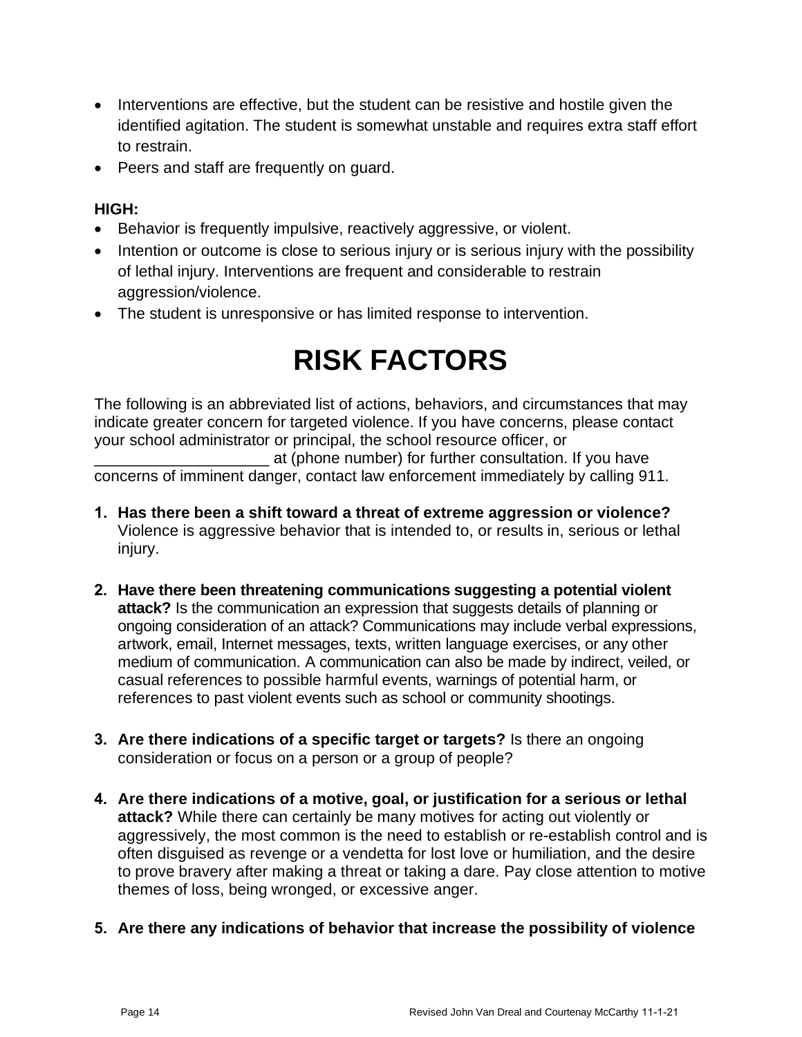- Interventions are effective, but the student can be resistive and hostile given the identified agitation. The student is somewhat unstable and requires extra staff effort to restrain.
- Peers and staff are frequently on guard.

**HIGH:**

- Behavior is frequently impulsive, reactively aggressive, or violent.
- Intention or outcome is close to serious injury or is serious injury with the possibility of lethal injury. Interventions are frequent and considerable to restrain aggression/violence.
- The student is unresponsive or has limited response to intervention.

# RISK FACTORS

The following is an abbreviated list of actions, behaviors, and circumstances that may indicate greater concern for targeted violence. If you have concerns, please contact your school administrator or principal, the school resource officer, or ____________________ at (phone number) for further consultation. If you have concerns of imminent danger, contact law enforcement immediately by calling 911.

1. **Has there been a shift toward a threat of extreme aggression or violence?** Violence is aggressive behavior that is intended to, or results in, serious or lethal injury.

2. **Have there been threatening communications suggesting a potential violent attack?** Is the communication an expression that suggests details of planning or ongoing consideration of an attack? Communications may include verbal expressions, artwork, email, Internet messages, texts, written language exercises, or any other medium of communication. A communication can also be made by indirect, veiled, or casual references to possible harmful events, warnings of potential harm, or references to past violent events such as school or community shootings.

3. **Are there indications of a specific target or targets?** Is there an ongoing consideration or focus on a person or a group of people?

4. **Are there indications of a motive, goal, or justification for a serious or lethal attack?** While there can certainly be many motives for acting out violently or aggressively, the most common is the need to establish or re-establish control and is often disguised as revenge or a vendetta for lost love or humiliation, and the desire to prove bravery after making a threat or taking a dare. Pay close attention to motive themes of loss, being wronged, or excessive anger.

5. **Are there any indications of behavior that increase the possibility of violence**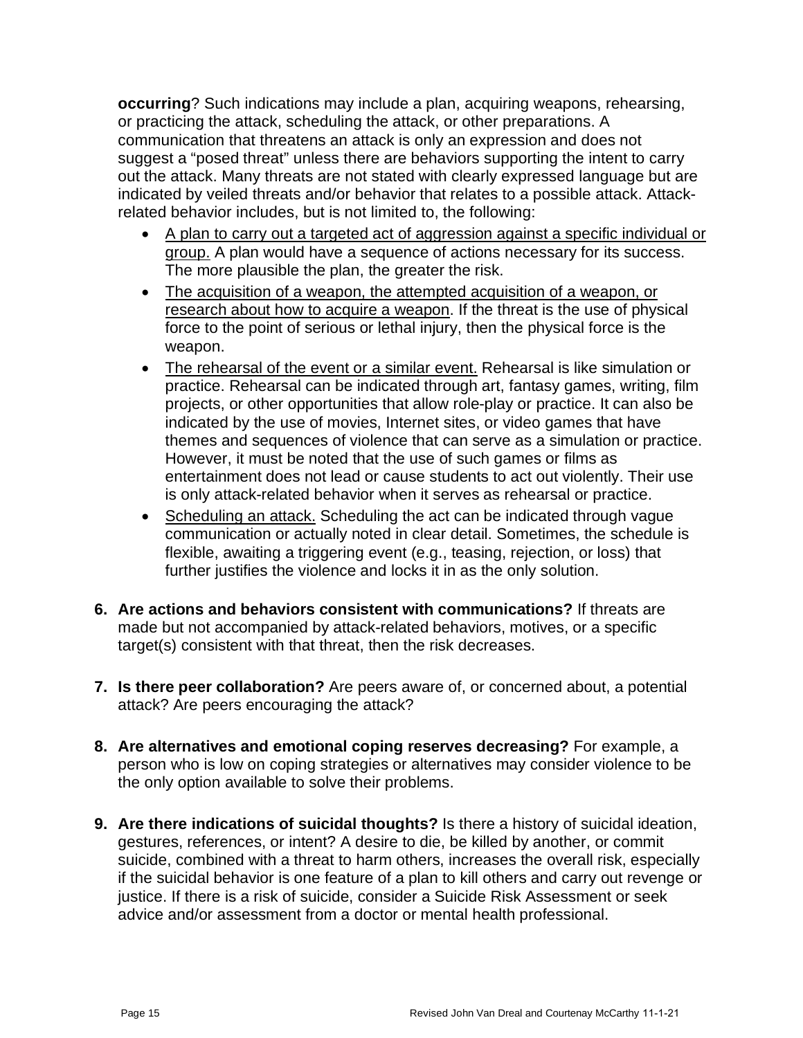**occurring**? Such indications may include a plan, acquiring weapons, rehearsing, or practicing the attack, scheduling the attack, or other preparations. A communication that threatens an attack is only an expression and does not suggest a "posed threat" unless there are behaviors supporting the intent to carry out the attack. Many threats are not stated with clearly expressed language but are indicated by veiled threats and/or behavior that relates to a possible attack. Attack-related behavior includes, but is not limited to, the following:

- <u>A plan to carry out a targeted act of aggression against a specific individual or group.</u> A plan would have a sequence of actions necessary for its success. The more plausible the plan, the greater the risk.
- <u>The acquisition of a weapon, the attempted acquisition of a weapon, or research about how to acquire a weapon</u>. If the threat is the use of physical force to the point of serious or lethal injury, then the physical force is the weapon.
- <u>The rehearsal of the event or a similar event.</u> Rehearsal is like simulation or practice. Rehearsal can be indicated through art, fantasy games, writing, film projects, or other opportunities that allow role-play or practice. It can also be indicated by the use of movies, Internet sites, or video games that have themes and sequences of violence that can serve as a simulation or practice. However, it must be noted that the use of such games or films as entertainment does not lead or cause students to act out violently. Their use is only attack-related behavior when it serves as rehearsal or practice.
- <u>Scheduling an attack.</u> Scheduling the act can be indicated through vague communication or actually noted in clear detail. Sometimes, the schedule is flexible, awaiting a triggering event (e.g., teasing, rejection, or loss) that further justifies the violence and locks it in as the only solution.

6. **Are actions and behaviors consistent with communications?** If threats are made but not accompanied by attack-related behaviors, motives, or a specific target(s) consistent with that threat, then the risk decreases.

7. **Is there peer collaboration?** Are peers aware of, or concerned about, a potential attack? Are peers encouraging the attack?

8. **Are alternatives and emotional coping reserves decreasing?** For example, a person who is low on coping strategies or alternatives may consider violence to be the only option available to solve their problems.

9. **Are there indications of suicidal thoughts?** Is there a history of suicidal ideation, gestures, references, or intent? A desire to die, be killed by another, or commit suicide, combined with a threat to harm others, increases the overall risk, especially if the suicidal behavior is one feature of a plan to kill others and carry out revenge or justice. If there is a risk of suicide, consider a Suicide Risk Assessment or seek advice and/or assessment from a doctor or mental health professional.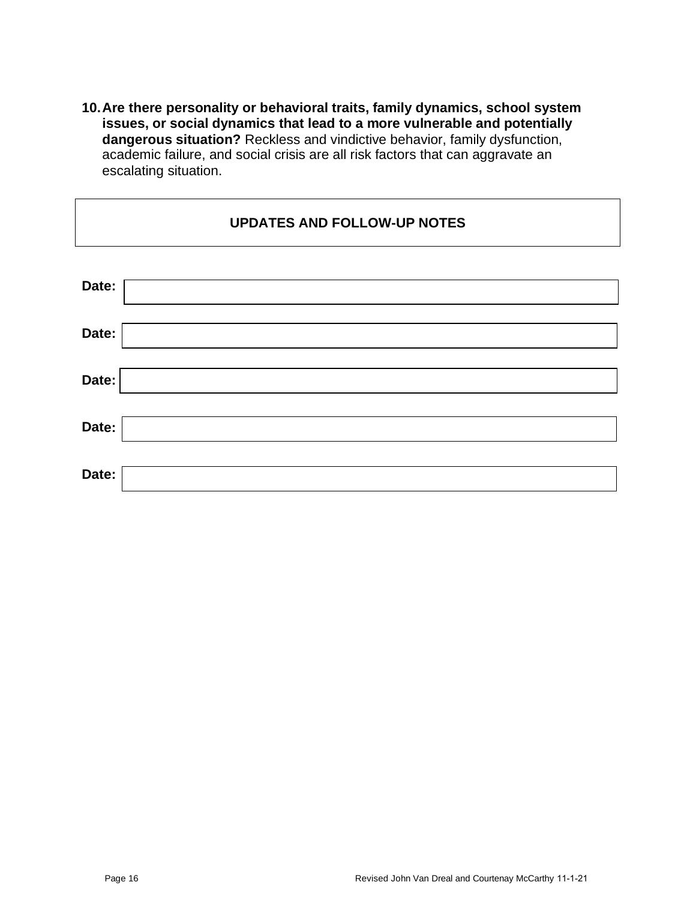10. **Are there personality or behavioral traits, family dynamics, school system issues, or social dynamics that lead to a more vulnerable and potentially dangerous situation?** Reckless and vindictive behavior, family dysfunction, academic failure, and social crisis are all risk factors that can aggravate an escalating situation.

## UPDATES AND FOLLOW-UP NOTES

**Date:**

**Date:**

**Date:**

**Date:**

**Date:**